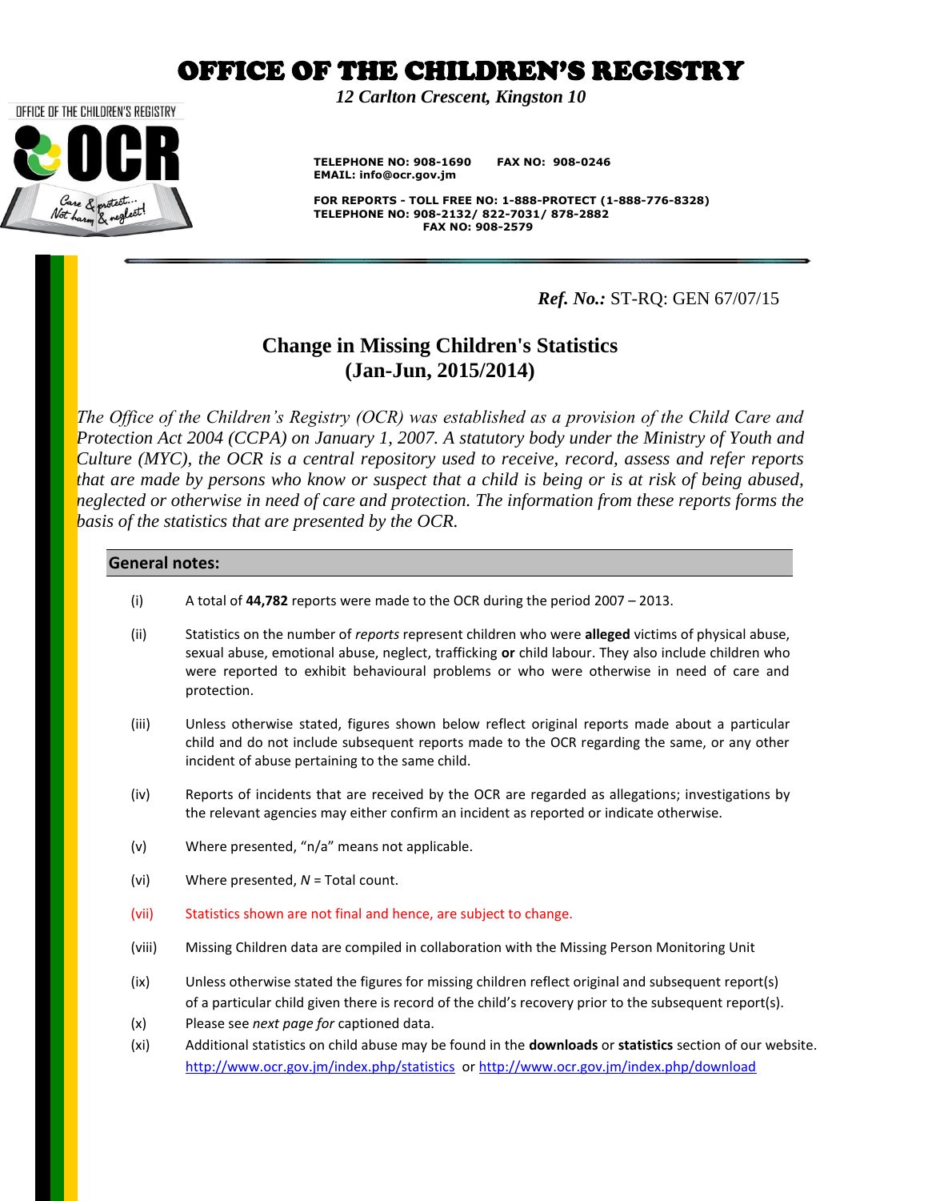# OFFICE OF THE CHILDREN'S REGISTRY

*12 Carlton Crescent, Kingston 10*

**TELEPHONE NO: 908-1690 FAX NO: 908-0246**
**EMAIL: info@ocr.gov.jm**

**FOR REPORTS - TOLL FREE NO: 1-888-PROTECT (1-888-776-8328)**
**TELEPHONE NO: 908-2132/ 822-7031/ 878-2882**
**FAX NO: 908-2579**

***Ref. No.:*** ST-RQ: GEN 67/07/15

## Change in Missing Children's Statistics (Jan-Jun, 2015/2014)

*The Office of the Children's Registry (OCR) was established as a provision of the Child Care and Protection Act 2004 (CCPA) on January 1, 2007. A statutory body under the Ministry of Youth and Culture (MYC), the OCR is a central repository used to receive, record, assess and refer reports that are made by persons who know or suspect that a child is being or is at risk of being abused, neglected or otherwise in need of care and protection. The information from these reports forms the basis of the statistics that are presented by the OCR.*

### General notes:

(i) A total of **44,782** reports were made to the OCR during the period 2007 – 2013.

(ii) Statistics on the number of *reports* represent children who were **alleged** victims of physical abuse, sexual abuse, emotional abuse, neglect, trafficking **or** child labour. They also include children who were reported to exhibit behavioural problems or who were otherwise in need of care and protection.

(iii) Unless otherwise stated, figures shown below reflect original reports made about a particular child and do not include subsequent reports made to the OCR regarding the same, or any other incident of abuse pertaining to the same child.

(iv) Reports of incidents that are received by the OCR are regarded as allegations; investigations by the relevant agencies may either confirm an incident as reported or indicate otherwise.

(v) Where presented, "n/a" means not applicable.

(vi) Where presented, *N* = Total count.

(vii) Statistics shown are not final and hence, are subject to change.

(viii) Missing Children data are compiled in collaboration with the Missing Person Monitoring Unit

(ix) Unless otherwise stated the figures for missing children reflect original and subsequent report(s) of a particular child given there is record of the child's recovery prior to the subsequent report(s).

(x) Please see *next page for* captioned data.

(xi) Additional statistics on child abuse may be found in the **downloads** or **statistics** section of our website. http://www.ocr.gov.jm/index.php/statistics or http://www.ocr.gov.jm/index.php/download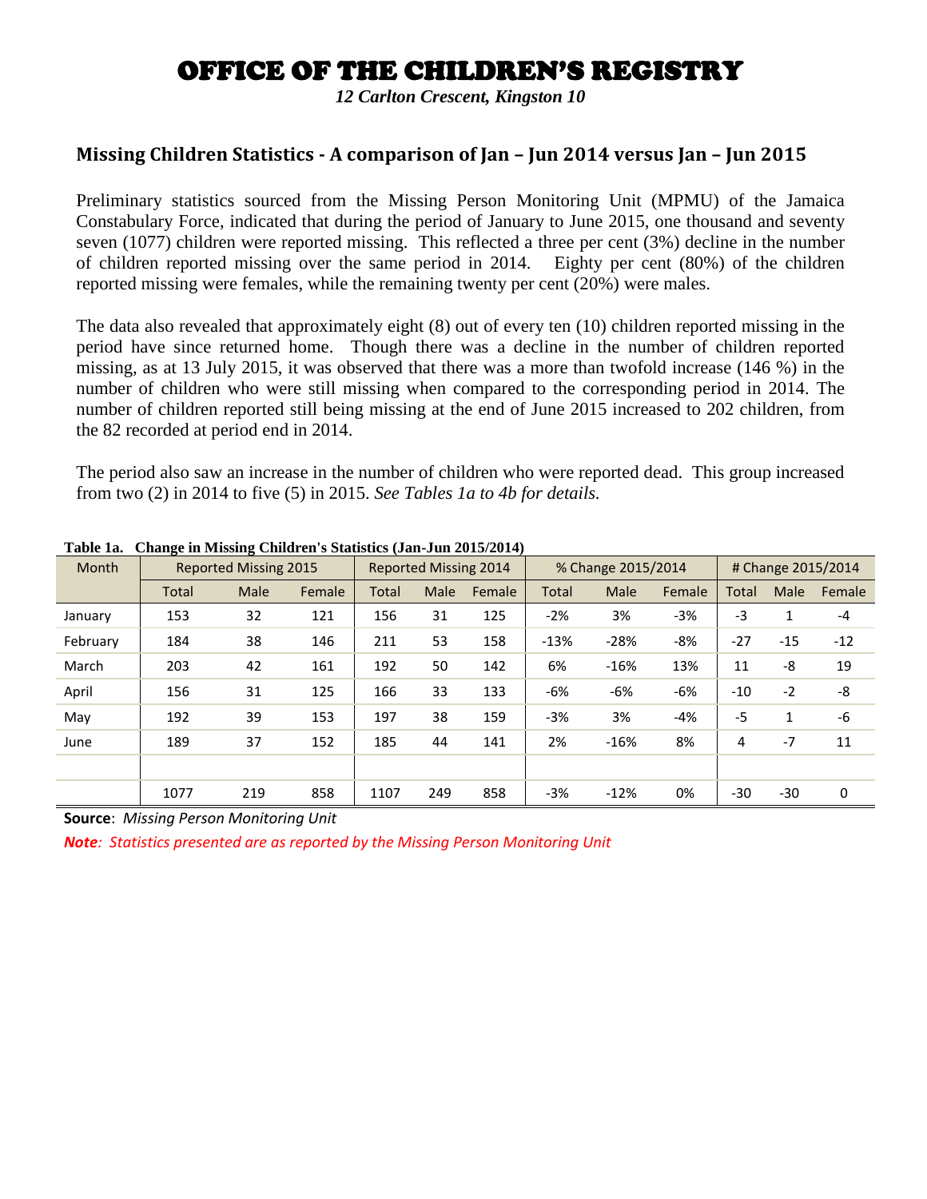# OFFICE OF THE CHILDREN'S REGISTRY

*12 Carlton Crescent, Kingston 10*

## Missing Children Statistics - A comparison of Jan – Jun 2014 versus Jan – Jun 2015

Preliminary statistics sourced from the Missing Person Monitoring Unit (MPMU) of the Jamaica Constabulary Force, indicated that during the period of January to June 2015, one thousand and seventy seven (1077) children were reported missing. This reflected a three per cent (3%) decline in the number of children reported missing over the same period in 2014. Eighty per cent (80%) of the children reported missing were females, while the remaining twenty per cent (20%) were males.

The data also revealed that approximately eight (8) out of every ten (10) children reported missing in the period have since returned home. Though there was a decline in the number of children reported missing, as at 13 July 2015, it was observed that there was a more than twofold increase (146 %) in the number of children who were still missing when compared to the corresponding period in 2014. The number of children reported still being missing at the end of June 2015 increased to 202 children, from the 82 recorded at period end in 2014.

The period also saw an increase in the number of children who were reported dead. This group increased from two (2) in 2014 to five (5) in 2015. *See Tables 1a to 4b for details.*

**Table 1a. Change in Missing Children's Statistics (Jan-Jun 2015/2014)**

| Month | Reported Missing 2015 | | | Reported Missing 2014 | | | % Change 2015/2014 | | | # Change 2015/2014 | | |
|---|---|---|---|---|---|---|---|---|---|---|---|---|
| | Total | Male | Female | Total | Male | Female | Total | Male | Female | Total | Male | Female |
| January | 153 | 32 | 121 | 156 | 31 | 125 | -2% | 3% | -3% | -3 | 1 | -4 |
| February | 184 | 38 | 146 | 211 | 53 | 158 | -13% | -28% | -8% | -27 | -15 | -12 |
| March | 203 | 42 | 161 | 192 | 50 | 142 | 6% | -16% | 13% | 11 | -8 | 19 |
| April | 156 | 31 | 125 | 166 | 33 | 133 | -6% | -6% | -6% | -10 | -2 | -8 |
| May | 192 | 39 | 153 | 197 | 38 | 159 | -3% | 3% | -4% | -5 | 1 | -6 |
| June | 189 | 37 | 152 | 185 | 44 | 141 | 2% | -16% | 8% | 4 | -7 | 11 |
| | | | | | | | | | | | | |
| | 1077 | 219 | 858 | 1107 | 249 | 858 | -3% | -12% | 0% | -30 | -30 | 0 |

**Source**: *Missing Person Monitoring Unit*

***Note**: Statistics presented are as reported by the Missing Person Monitoring Unit*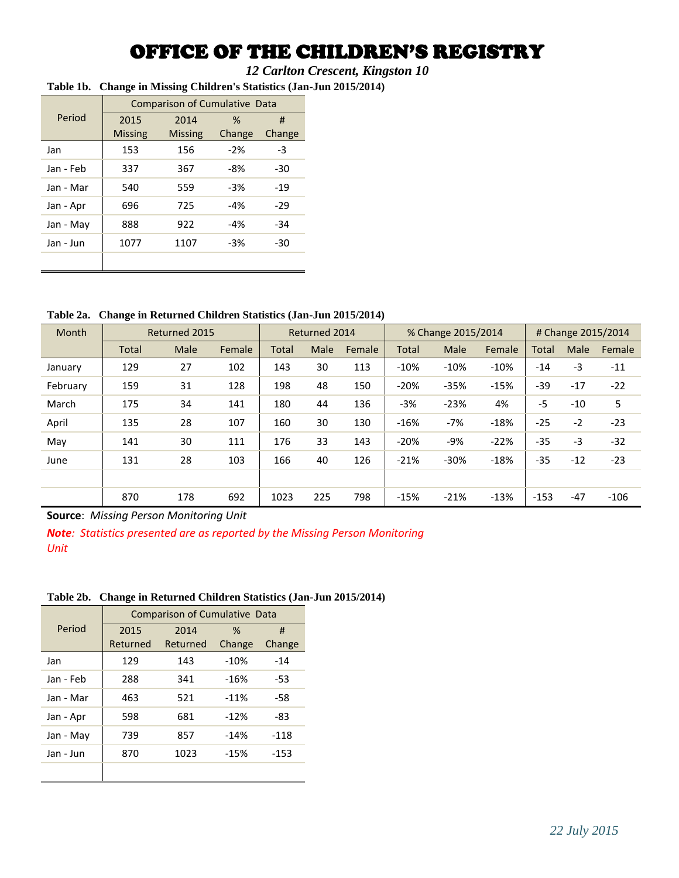# OFFICE OF THE CHILDREN'S REGISTRY

*12 Carlton Crescent, Kingston 10*

**Table 1b. Change in Missing Children's Statistics (Jan-Jun 2015/2014)**

| Period | Comparison of Cumulative Data | | | |
|---|---|---|---|---|
| | 2015 Missing | 2014 Missing | % Change | # Change |
| Jan | 153 | 156 | -2% | -3 |
| Jan - Feb | 337 | 367 | -8% | -30 |
| Jan - Mar | 540 | 559 | -3% | -19 |
| Jan - Apr | 696 | 725 | -4% | -29 |
| Jan - May | 888 | 922 | -4% | -34 |
| Jan - Jun | 1077 | 1107 | -3% | -30 |
| | | | | |

**Table 2a. Change in Returned Children Statistics (Jan-Jun 2015/2014)**

| Month | Returned 2015 | | | Returned 2014 | | | % Change 2015/2014 | | | # Change 2015/2014 | | |
|---|---|---|---|---|---|---|---|---|---|---|---|---|
| | Total | Male | Female | Total | Male | Female | Total | Male | Female | Total | Male | Female |
| January | 129 | 27 | 102 | 143 | 30 | 113 | -10% | -10% | -10% | -14 | -3 | -11 |
| February | 159 | 31 | 128 | 198 | 48 | 150 | -20% | -35% | -15% | -39 | -17 | -22 |
| March | 175 | 34 | 141 | 180 | 44 | 136 | -3% | -23% | 4% | -5 | -10 | 5 |
| April | 135 | 28 | 107 | 160 | 30 | 130 | -16% | -7% | -18% | -25 | -2 | -23 |
| May | 141 | 30 | 111 | 176 | 33 | 143 | -20% | -9% | -22% | -35 | -3 | -32 |
| June | 131 | 28 | 103 | 166 | 40 | 126 | -21% | -30% | -18% | -35 | -12 | -23 |
| | | | | | | | | | | | | |
| | 870 | 178 | 692 | 1023 | 225 | 798 | -15% | -21% | -13% | -153 | -47 | -106 |

**Source**: *Missing Person Monitoring Unit*

***Note**: Statistics presented are as reported by the Missing Person Monitoring Unit*

**Table 2b. Change in Returned Children Statistics (Jan-Jun 2015/2014)**

| Period | Comparison of Cumulative Data | | | |
|---|---|---|---|---|
| | 2015 Returned | 2014 Returned | % Change | # Change |
| Jan | 129 | 143 | -10% | -14 |
| Jan - Feb | 288 | 341 | -16% | -53 |
| Jan - Mar | 463 | 521 | -11% | -58 |
| Jan - Apr | 598 | 681 | -12% | -83 |
| Jan - May | 739 | 857 | -14% | -118 |
| Jan - Jun | 870 | 1023 | -15% | -153 |
| | | | | |

*22 July 2015*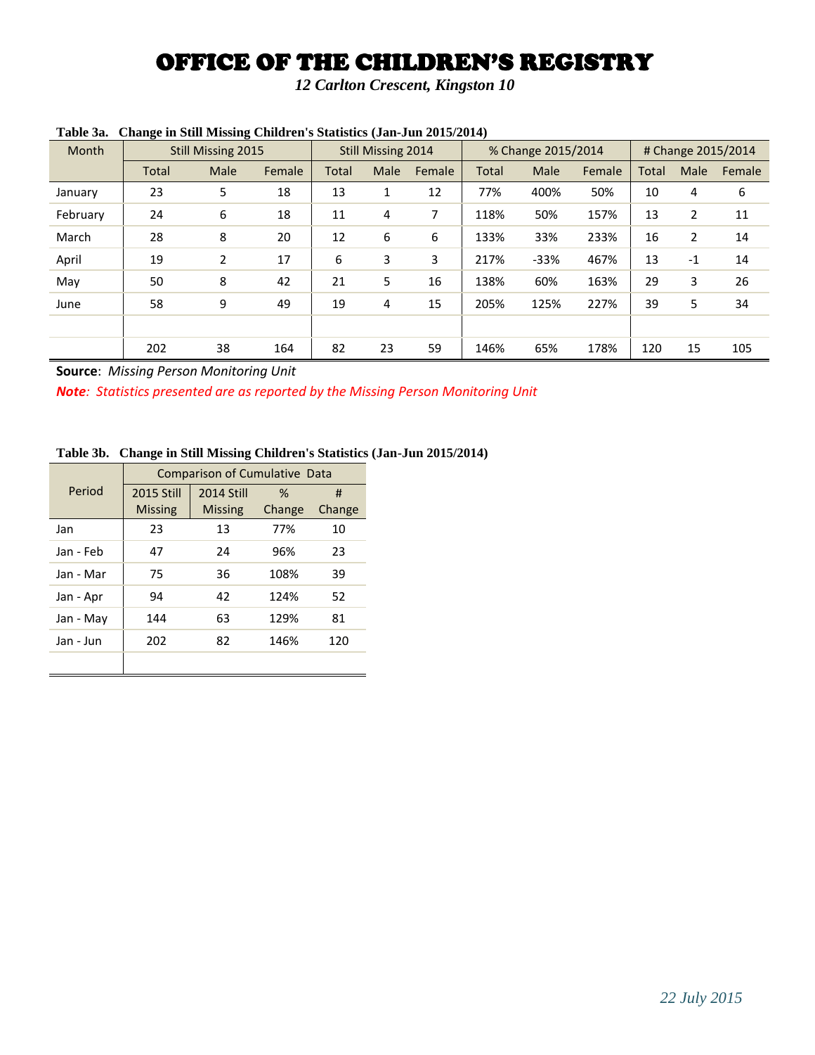# OFFICE OF THE CHILDREN'S REGISTRY

*12 Carlton Crescent, Kingston 10*

**Table 3a. Change in Still Missing Children's Statistics (Jan-Jun 2015/2014)**

| Month | Still Missing 2015 | | | Still Missing 2014 | | | % Change 2015/2014 | | | # Change 2015/2014 | | |
|---|---|---|---|---|---|---|---|---|---|---|---|---|
| | Total | Male | Female | Total | Male | Female | Total | Male | Female | Total | Male | Female |
| January | 23 | 5 | 18 | 13 | 1 | 12 | 77% | 400% | 50% | 10 | 4 | 6 |
| February | 24 | 6 | 18 | 11 | 4 | 7 | 118% | 50% | 157% | 13 | 2 | 11 |
| March | 28 | 8 | 20 | 12 | 6 | 6 | 133% | 33% | 233% | 16 | 2 | 14 |
| April | 19 | 2 | 17 | 6 | 3 | 3 | 217% | -33% | 467% | 13 | -1 | 14 |
| May | 50 | 8 | 42 | 21 | 5 | 16 | 138% | 60% | 163% | 29 | 3 | 26 |
| June | 58 | 9 | 49 | 19 | 4 | 15 | 205% | 125% | 227% | 39 | 5 | 34 |
| | | | | | | | | | | | | |
| | 202 | 38 | 164 | 82 | 23 | 59 | 146% | 65% | 178% | 120 | 15 | 105 |

**Source**: *Missing Person Monitoring Unit*

***Note**: Statistics presented are as reported by the Missing Person Monitoring Unit*

**Table 3b. Change in Still Missing Children's Statistics (Jan-Jun 2015/2014)**

| Period | Comparison of Cumulative Data | | | |
|---|---|---|---|---|
| | 2015 Still Missing | 2014 Still Missing | % Change | # Change |
| Jan | 23 | 13 | 77% | 10 |
| Jan - Feb | 47 | 24 | 96% | 23 |
| Jan - Mar | 75 | 36 | 108% | 39 |
| Jan - Apr | 94 | 42 | 124% | 52 |
| Jan - May | 144 | 63 | 129% | 81 |
| Jan - Jun | 202 | 82 | 146% | 120 |

*22 July 2015*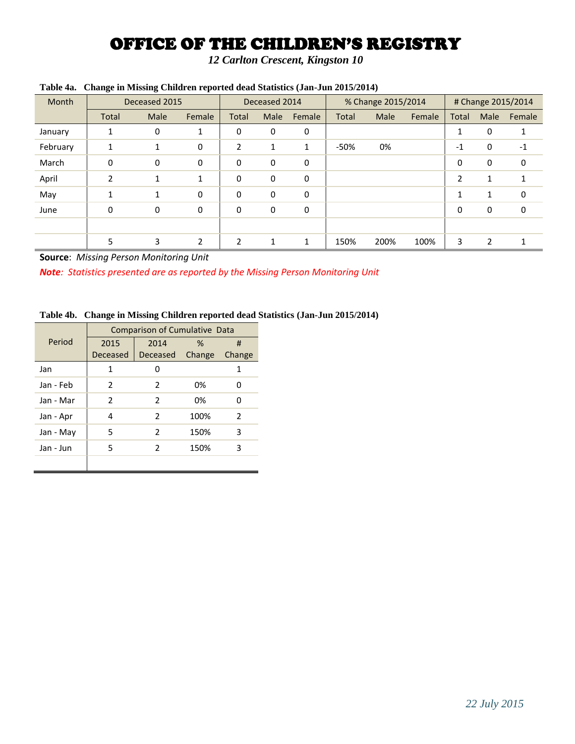# OFFICE OF THE CHILDREN'S REGISTRY

*12 Carlton Crescent, Kingston 10*

**Table 4a. Change in Missing Children reported dead Statistics (Jan-Jun 2015/2014)**

| Month | Deceased 2015 | | | Deceased 2014 | | | % Change 2015/2014 | | | # Change 2015/2014 | | |
|---|---|---|---|---|---|---|---|---|---|---|---|---|
| | Total | Male | Female | Total | Male | Female | Total | Male | Female | Total | Male | Female |
| January | 1 | 0 | 1 | 0 | 0 | 0 | | | | 1 | 0 | 1 |
| February | 1 | 1 | 0 | 2 | 1 | 1 | -50% | 0% | | -1 | 0 | -1 |
| March | 0 | 0 | 0 | 0 | 0 | 0 | | | | 0 | 0 | 0 |
| April | 2 | 1 | 1 | 0 | 0 | 0 | | | | 2 | 1 | 1 |
| May | 1 | 1 | 0 | 0 | 0 | 0 | | | | 1 | 1 | 0 |
| June | 0 | 0 | 0 | 0 | 0 | 0 | | | | 0 | 0 | 0 |
| | | | | | | | | | | | | |
| | 5 | 3 | 2 | 2 | 1 | 1 | 150% | 200% | 100% | 3 | 2 | 1 |

**Source**: *Missing Person Monitoring Unit*

***Note**: Statistics presented are as reported by the Missing Person Monitoring Unit*

**Table 4b. Change in Missing Children reported dead Statistics (Jan-Jun 2015/2014)**

| Period | Comparison of Cumulative Data | | | |
|---|---|---|---|---|
| | 2015 Deceased | 2014 Deceased | % Change | # Change |
| Jan | 1 | 0 | | 1 |
| Jan - Feb | 2 | 2 | 0% | 0 |
| Jan - Mar | 2 | 2 | 0% | 0 |
| Jan - Apr | 4 | 2 | 100% | 2 |
| Jan - May | 5 | 2 | 150% | 3 |
| Jan - Jun | 5 | 2 | 150% | 3 |
| | | | | |

22 July 2015